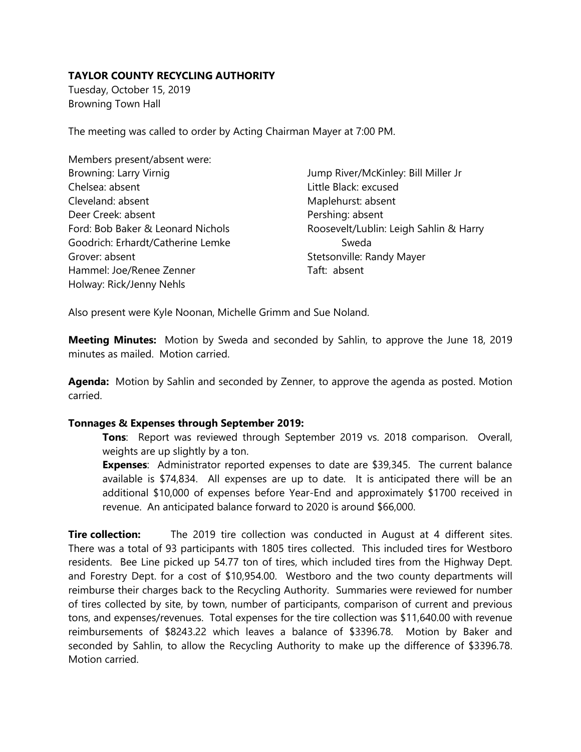**TAYLOR COUNTY RECYCLING AUTHORITY**

Tuesday, October 15, 2019
Browning Town Hall

The meeting was called to order by Acting Chairman Mayer at 7:00 PM.

Members present/absent were:

Browning: Larry Virnig
Chelsea: absent
Cleveland: absent
Deer Creek: absent
Ford: Bob Baker & Leonard Nichols
Goodrich: Erhardt/Catherine Lemke
Grover: absent
Hammel: Joe/Renee Zenner
Holway: Rick/Jenny Nehls
Jump River/McKinley: Bill Miller Jr
Little Black: excused
Maplehurst: absent
Pershing: absent
Roosevelt/Lublin: Leigh Sahlin & Harry Sweda
Stetsonville: Randy Mayer
Taft: absent

Also present were Kyle Noonan, Michelle Grimm and Sue Noland.

**Meeting Minutes:** Motion by Sweda and seconded by Sahlin, to approve the June 18, 2019 minutes as mailed. Motion carried.

**Agenda:** Motion by Sahlin and seconded by Zenner, to approve the agenda as posted. Motion carried.

**Tonnages & Expenses through September 2019:**

**Tons**: Report was reviewed through September 2019 vs. 2018 comparison. Overall, weights are up slightly by a ton.

**Expenses**: Administrator reported expenses to date are $39,345. The current balance available is $74,834. All expenses are up to date. It is anticipated there will be an additional $10,000 of expenses before Year-End and approximately $1700 received in revenue. An anticipated balance forward to 2020 is around $66,000.

**Tire collection:** The 2019 tire collection was conducted in August at 4 different sites. There was a total of 93 participants with 1805 tires collected. This included tires for Westboro residents. Bee Line picked up 54.77 ton of tires, which included tires from the Highway Dept. and Forestry Dept. for a cost of $10,954.00. Westboro and the two county departments will reimburse their charges back to the Recycling Authority. Summaries were reviewed for number of tires collected by site, by town, number of participants, comparison of current and previous tons, and expenses/revenues. Total expenses for the tire collection was $11,640.00 with revenue reimbursements of $8243.22 which leaves a balance of $3396.78. Motion by Baker and seconded by Sahlin, to allow the Recycling Authority to make up the difference of $3396.78. Motion carried.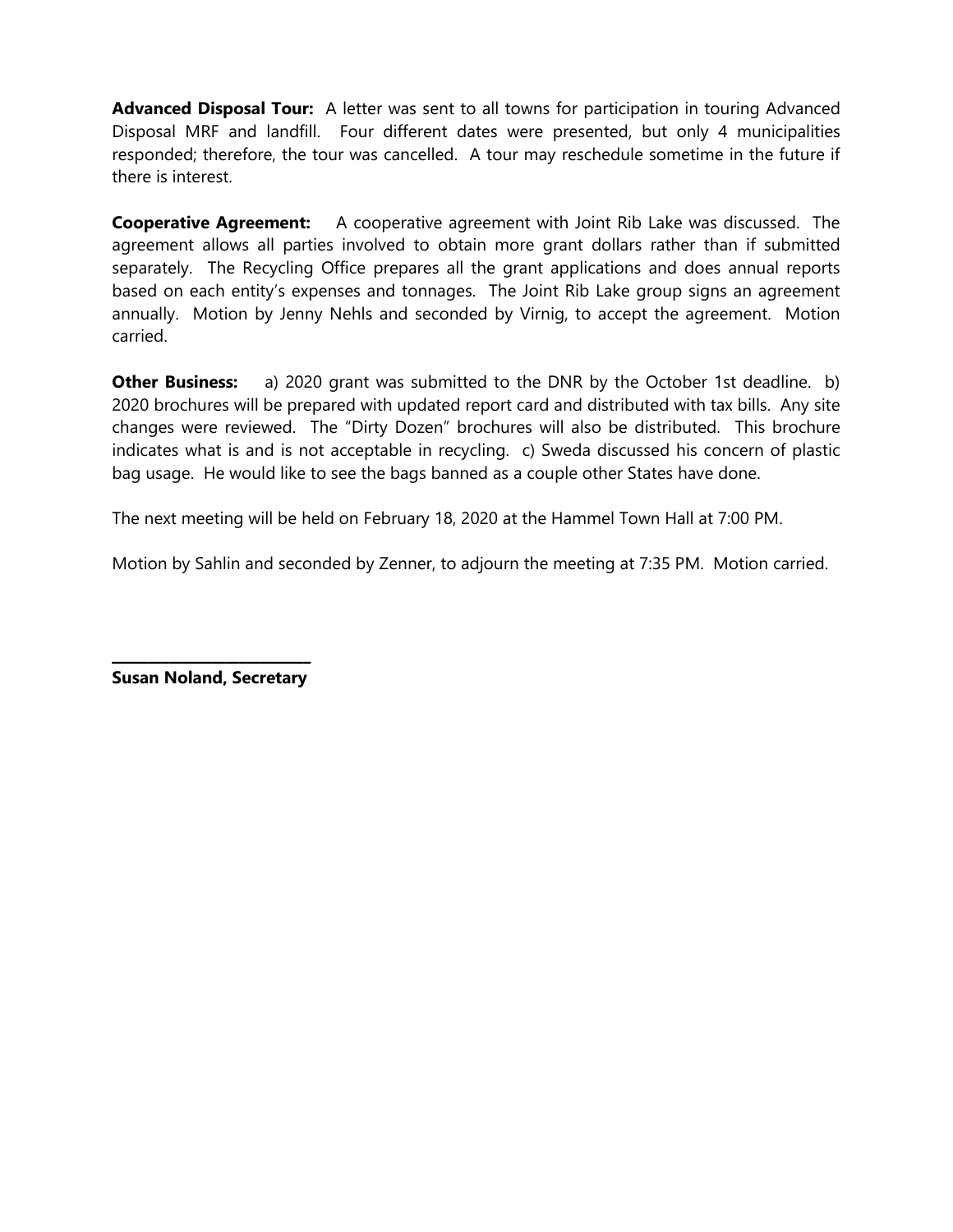**Advanced Disposal Tour:** A letter was sent to all towns for participation in touring Advanced Disposal MRF and landfill. Four different dates were presented, but only 4 municipalities responded; therefore, the tour was cancelled. A tour may reschedule sometime in the future if there is interest.

**Cooperative Agreement:** A cooperative agreement with Joint Rib Lake was discussed. The agreement allows all parties involved to obtain more grant dollars rather than if submitted separately. The Recycling Office prepares all the grant applications and does annual reports based on each entity's expenses and tonnages. The Joint Rib Lake group signs an agreement annually. Motion by Jenny Nehls and seconded by Virnig, to accept the agreement. Motion carried.

**Other Business:** a) 2020 grant was submitted to the DNR by the October 1st deadline. b) 2020 brochures will be prepared with updated report card and distributed with tax bills. Any site changes were reviewed. The "Dirty Dozen" brochures will also be distributed. This brochure indicates what is and is not acceptable in recycling. c) Sweda discussed his concern of plastic bag usage. He would like to see the bags banned as a couple other States have done.

The next meeting will be held on February 18, 2020 at the Hammel Town Hall at 7:00 PM.

Motion by Sahlin and seconded by Zenner, to adjourn the meeting at 7:35 PM. Motion carried.

\_\_\_\_\_\_\_\_\_\_\_\_\_\_\_\_\_\_\_\_\_\_\_\_\_\_

**Susan Noland, Secretary**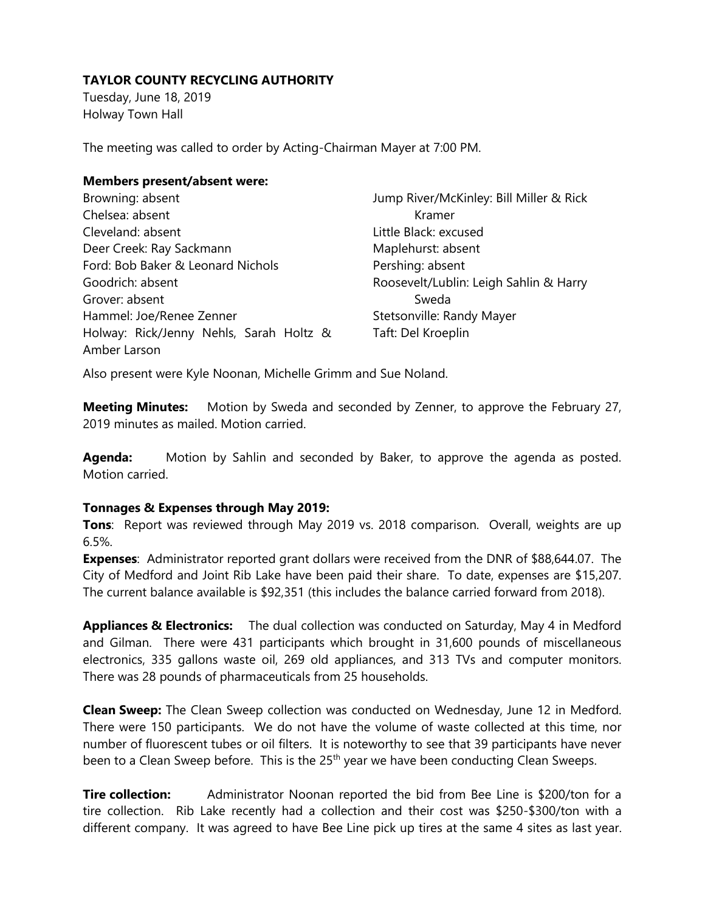**TAYLOR COUNTY RECYCLING AUTHORITY**

Tuesday, June 18, 2019
Holway Town Hall

The meeting was called to order by Acting-Chairman Mayer at 7:00 PM.

**Members present/absent were:**

Browning: absent
Chelsea: absent
Cleveland: absent
Deer Creek: Ray Sackmann
Ford: Bob Baker & Leonard Nichols
Goodrich: absent
Grover: absent
Hammel: Joe/Renee Zenner
Holway: Rick/Jenny Nehls, Sarah Holtz & Amber Larson
Jump River/McKinley: Bill Miller & Rick Kramer
Little Black: excused
Maplehurst: absent
Pershing: absent
Roosevelt/Lublin: Leigh Sahlin & Harry Sweda
Stetsonville: Randy Mayer
Taft: Del Kroeplin

Also present were Kyle Noonan, Michelle Grimm and Sue Noland.

**Meeting Minutes:** Motion by Sweda and seconded by Zenner, to approve the February 27, 2019 minutes as mailed. Motion carried.

**Agenda:** Motion by Sahlin and seconded by Baker, to approve the agenda as posted. Motion carried.

**Tonnages & Expenses through May 2019:**

**Tons**: Report was reviewed through May 2019 vs. 2018 comparison. Overall, weights are up 6.5%.

**Expenses**: Administrator reported grant dollars were received from the DNR of $88,644.07. The City of Medford and Joint Rib Lake have been paid their share. To date, expenses are $15,207. The current balance available is $92,351 (this includes the balance carried forward from 2018).

**Appliances & Electronics:** The dual collection was conducted on Saturday, May 4 in Medford and Gilman. There were 431 participants which brought in 31,600 pounds of miscellaneous electronics, 335 gallons waste oil, 269 old appliances, and 313 TVs and computer monitors. There was 28 pounds of pharmaceuticals from 25 households.

**Clean Sweep:** The Clean Sweep collection was conducted on Wednesday, June 12 in Medford. There were 150 participants. We do not have the volume of waste collected at this time, nor number of fluorescent tubes or oil filters. It is noteworthy to see that 39 participants have never been to a Clean Sweep before. This is the 25th year we have been conducting Clean Sweeps.

**Tire collection:** Administrator Noonan reported the bid from Bee Line is $200/ton for a tire collection. Rib Lake recently had a collection and their cost was $250-$300/ton with a different company. It was agreed to have Bee Line pick up tires at the same 4 sites as last year.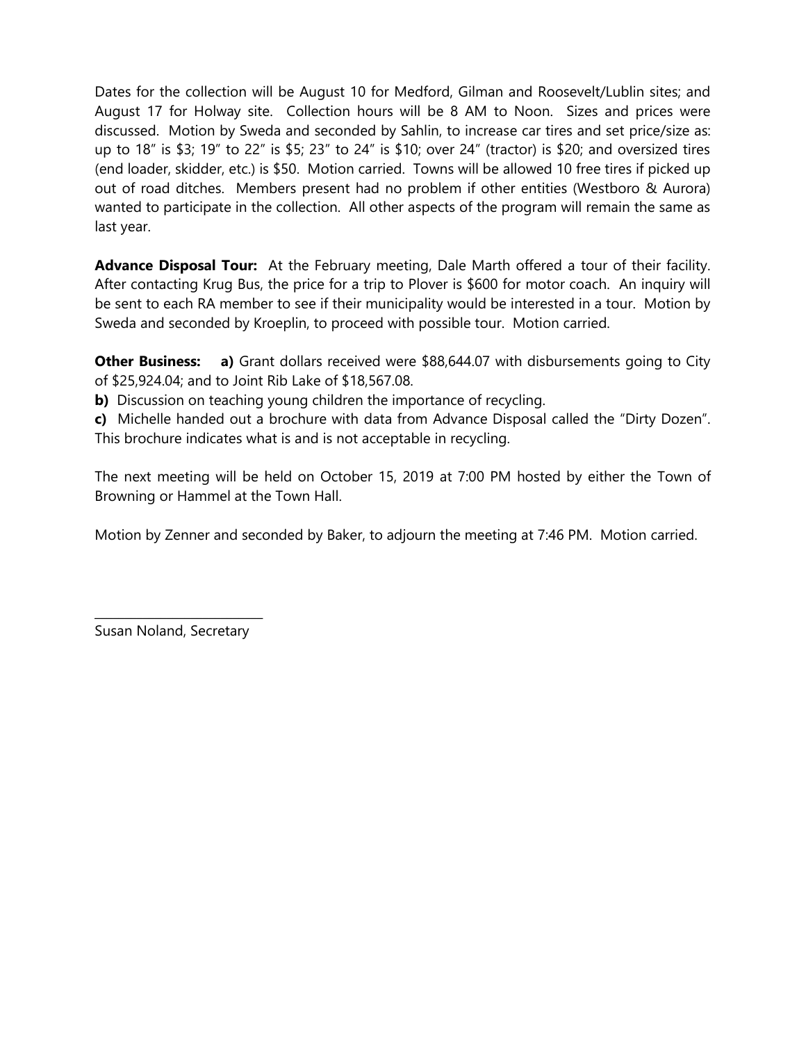Dates for the collection will be August 10 for Medford, Gilman and Roosevelt/Lublin sites; and August 17 for Holway site. Collection hours will be 8 AM to Noon. Sizes and prices were discussed. Motion by Sweda and seconded by Sahlin, to increase car tires and set price/size as: up to 18" is $3; 19" to 22" is $5; 23" to 24" is $10; over 24" (tractor) is $20; and oversized tires (end loader, skidder, etc.) is $50. Motion carried. Towns will be allowed 10 free tires if picked up out of road ditches. Members present had no problem if other entities (Westboro & Aurora) wanted to participate in the collection. All other aspects of the program will remain the same as last year.

**Advance Disposal Tour:** At the February meeting, Dale Marth offered a tour of their facility. After contacting Krug Bus, the price for a trip to Plover is $600 for motor coach. An inquiry will be sent to each RA member to see if their municipality would be interested in a tour. Motion by Sweda and seconded by Kroeplin, to proceed with possible tour. Motion carried.

**Other Business:** **a)** Grant dollars received were $88,644.07 with disbursements going to City of $25,924.04; and to Joint Rib Lake of $18,567.08.

**b)** Discussion on teaching young children the importance of recycling.

**c)** Michelle handed out a brochure with data from Advance Disposal called the "Dirty Dozen". This brochure indicates what is and is not acceptable in recycling.

The next meeting will be held on October 15, 2019 at 7:00 PM hosted by either the Town of Browning or Hammel at the Town Hall.

Motion by Zenner and seconded by Baker, to adjourn the meeting at 7:46 PM. Motion carried.

\_\_\_\_\_\_\_\_\_\_\_\_\_\_\_\_\_\_\_\_\_\_\_\_\_\_

Susan Noland, Secretary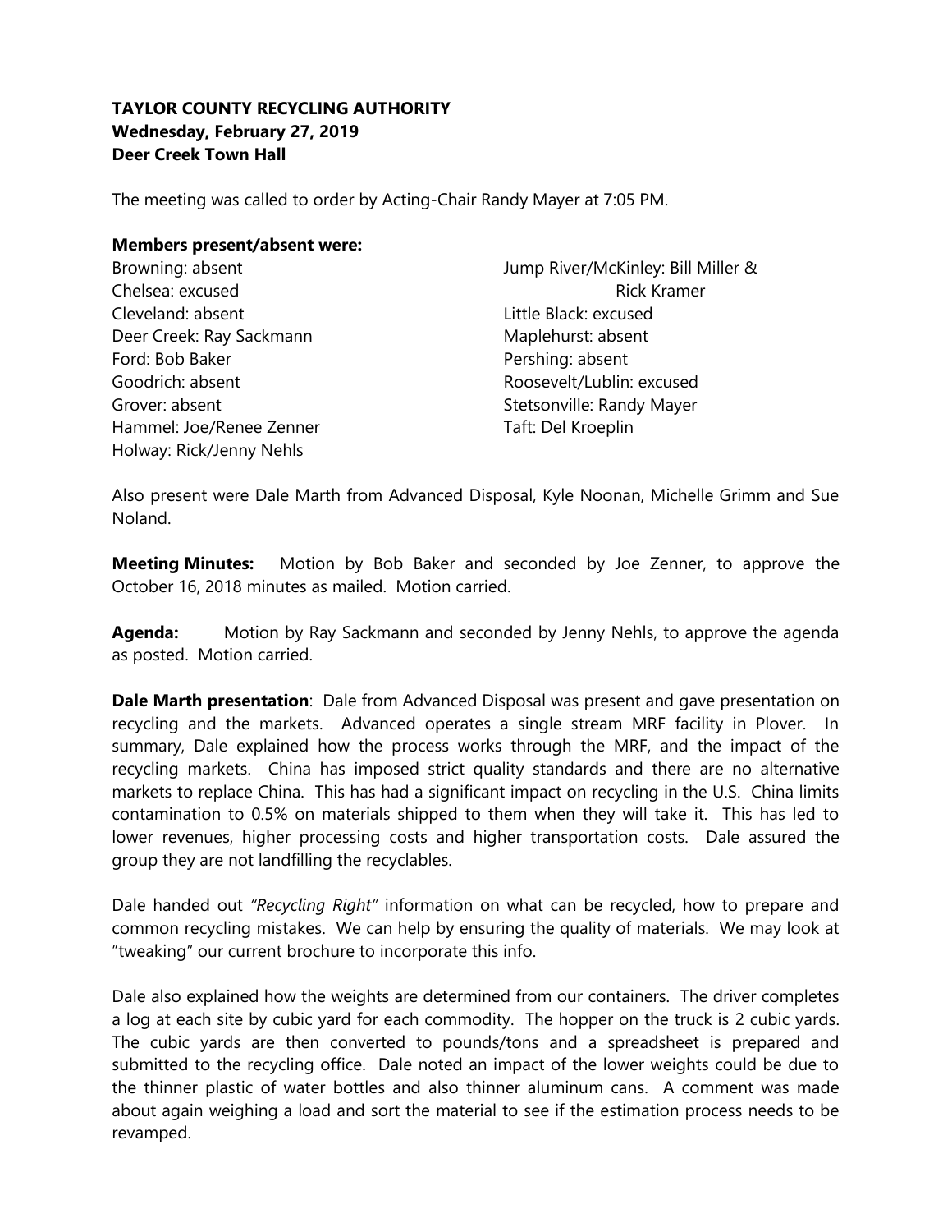**TAYLOR COUNTY RECYCLING AUTHORITY**
**Wednesday, February 27, 2019**
**Deer Creek Town Hall**

The meeting was called to order by Acting-Chair Randy Mayer at 7:05 PM.

**Members present/absent were:**

Browning: absent
Chelsea: excused
Cleveland: absent
Deer Creek: Ray Sackmann
Ford: Bob Baker
Goodrich: absent
Grover: absent
Hammel: Joe/Renee Zenner
Holway: Rick/Jenny Nehls
Jump River/McKinley: Bill Miller & Rick Kramer
Little Black: excused
Maplehurst: absent
Pershing: absent
Roosevelt/Lublin: excused
Stetsonville: Randy Mayer
Taft: Del Kroeplin

Also present were Dale Marth from Advanced Disposal, Kyle Noonan, Michelle Grimm and Sue Noland.

**Meeting Minutes:** Motion by Bob Baker and seconded by Joe Zenner, to approve the October 16, 2018 minutes as mailed. Motion carried.

**Agenda:** Motion by Ray Sackmann and seconded by Jenny Nehls, to approve the agenda as posted. Motion carried.

**Dale Marth presentation**: Dale from Advanced Disposal was present and gave presentation on recycling and the markets. Advanced operates a single stream MRF facility in Plover. In summary, Dale explained how the process works through the MRF, and the impact of the recycling markets. China has imposed strict quality standards and there are no alternative markets to replace China. This has had a significant impact on recycling in the U.S. China limits contamination to 0.5% on materials shipped to them when they will take it. This has led to lower revenues, higher processing costs and higher transportation costs. Dale assured the group they are not landfilling the recyclables.

Dale handed out *"Recycling Right"* information on what can be recycled, how to prepare and common recycling mistakes. We can help by ensuring the quality of materials. We may look at "tweaking" our current brochure to incorporate this info.

Dale also explained how the weights are determined from our containers. The driver completes a log at each site by cubic yard for each commodity. The hopper on the truck is 2 cubic yards. The cubic yards are then converted to pounds/tons and a spreadsheet is prepared and submitted to the recycling office. Dale noted an impact of the lower weights could be due to the thinner plastic of water bottles and also thinner aluminum cans. A comment was made about again weighing a load and sort the material to see if the estimation process needs to be revamped.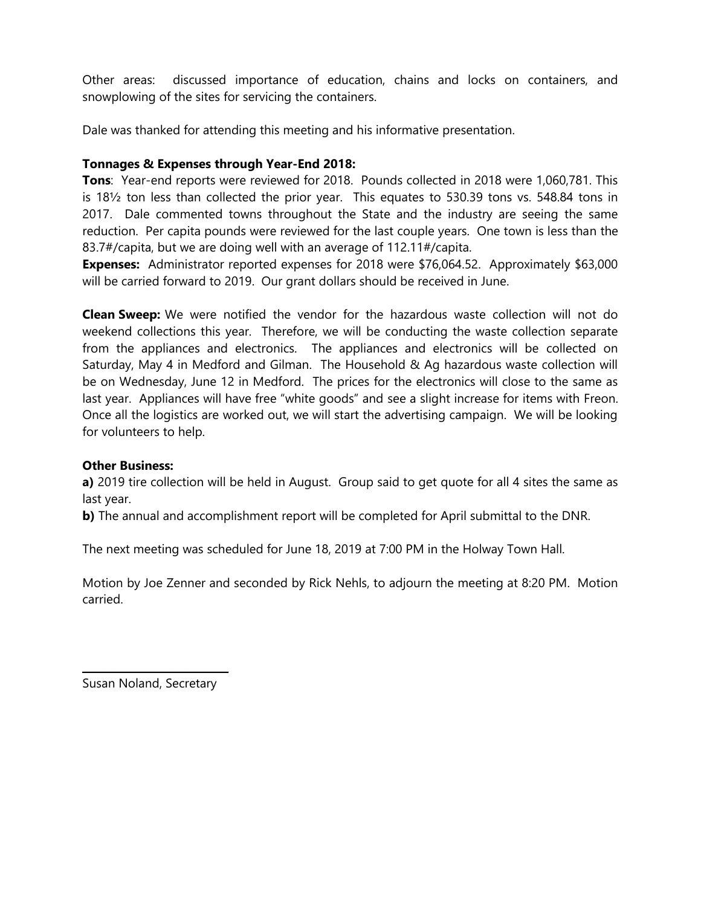Other areas: discussed importance of education, chains and locks on containers, and snowplowing of the sites for servicing the containers.

Dale was thanked for attending this meeting and his informative presentation.

**Tonnages & Expenses through Year-End 2018:**

**Tons**: Year-end reports were reviewed for 2018. Pounds collected in 2018 were 1,060,781. This is 18½ ton less than collected the prior year. This equates to 530.39 tons vs. 548.84 tons in 2017. Dale commented towns throughout the State and the industry are seeing the same reduction. Per capita pounds were reviewed for the last couple years. One town is less than the 83.7#/capita, but we are doing well with an average of 112.11#/capita.

**Expenses:** Administrator reported expenses for 2018 were $76,064.52. Approximately $63,000 will be carried forward to 2019. Our grant dollars should be received in June.

**Clean Sweep:** We were notified the vendor for the hazardous waste collection will not do weekend collections this year. Therefore, we will be conducting the waste collection separate from the appliances and electronics. The appliances and electronics will be collected on Saturday, May 4 in Medford and Gilman. The Household & Ag hazardous waste collection will be on Wednesday, June 12 in Medford. The prices for the electronics will close to the same as last year. Appliances will have free "white goods" and see a slight increase for items with Freon. Once all the logistics are worked out, we will start the advertising campaign. We will be looking for volunteers to help.

**Other Business:**

**a)** 2019 tire collection will be held in August. Group said to get quote for all 4 sites the same as last year.

**b)** The annual and accomplishment report will be completed for April submittal to the DNR.

The next meeting was scheduled for June 18, 2019 at 7:00 PM in the Holway Town Hall.

Motion by Joe Zenner and seconded by Rick Nehls, to adjourn the meeting at 8:20 PM. Motion carried.

Susan Noland, Secretary